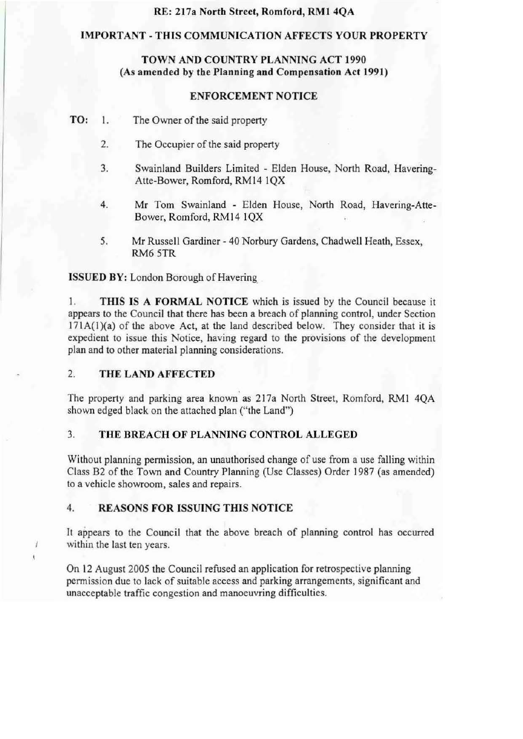**RE: 217a North Street, Romford, RM1 4QA**

**IMPORTANT - THIS COMMUNICATION AFFECTS YOUR PROPERTY**

**TOWN AND COUNTRY PLANNING ACT 1990**
**(As amended by the Planning and Compensation Act 1991)**

# ENFORCEMENT NOTICE

**TO:**

1. The Owner of the said property
2. The Occupier of the said property
3. Swainland Builders Limited - Elden House, North Road, Havering-Atte-Bower, Romford, RM14 1QX
4. Mr Tom Swainland - Elden House, North Road, Havering-Atte-Bower, Romford, RM14 1QX
5. Mr Russell Gardiner - 40 Norbury Gardens, Chadwell Heath, Essex, RM6 5TR

**ISSUED BY:** London Borough of Havering

1. **THIS IS A FORMAL NOTICE** which is issued by the Council because it appears to the Council that there has been a breach of planning control, under Section 171A(1)(a) of the above Act, at the land described below. They consider that it is expedient to issue this Notice, having regard to the provisions of the development plan and to other material planning considerations.

## 2. THE LAND AFFECTED

The property and parking area known as 217a North Street, Romford, RM1 4QA shown edged black on the attached plan ("the Land")

## 3. THE BREACH OF PLANNING CONTROL ALLEGED

Without planning permission, an unauthorised change of use from a use falling within Class B2 of the Town and Country Planning (Use Classes) Order 1987 (as amended) to a vehicle showroom, sales and repairs.

## 4. REASONS FOR ISSUING THIS NOTICE

It appears to the Council that the above breach of planning control has occurred within the last ten years.

On 12 August 2005 the Council refused an application for retrospective planning permission due to lack of suitable access and parking arrangements, significant and unacceptable traffic congestion and manoeuvring difficulties.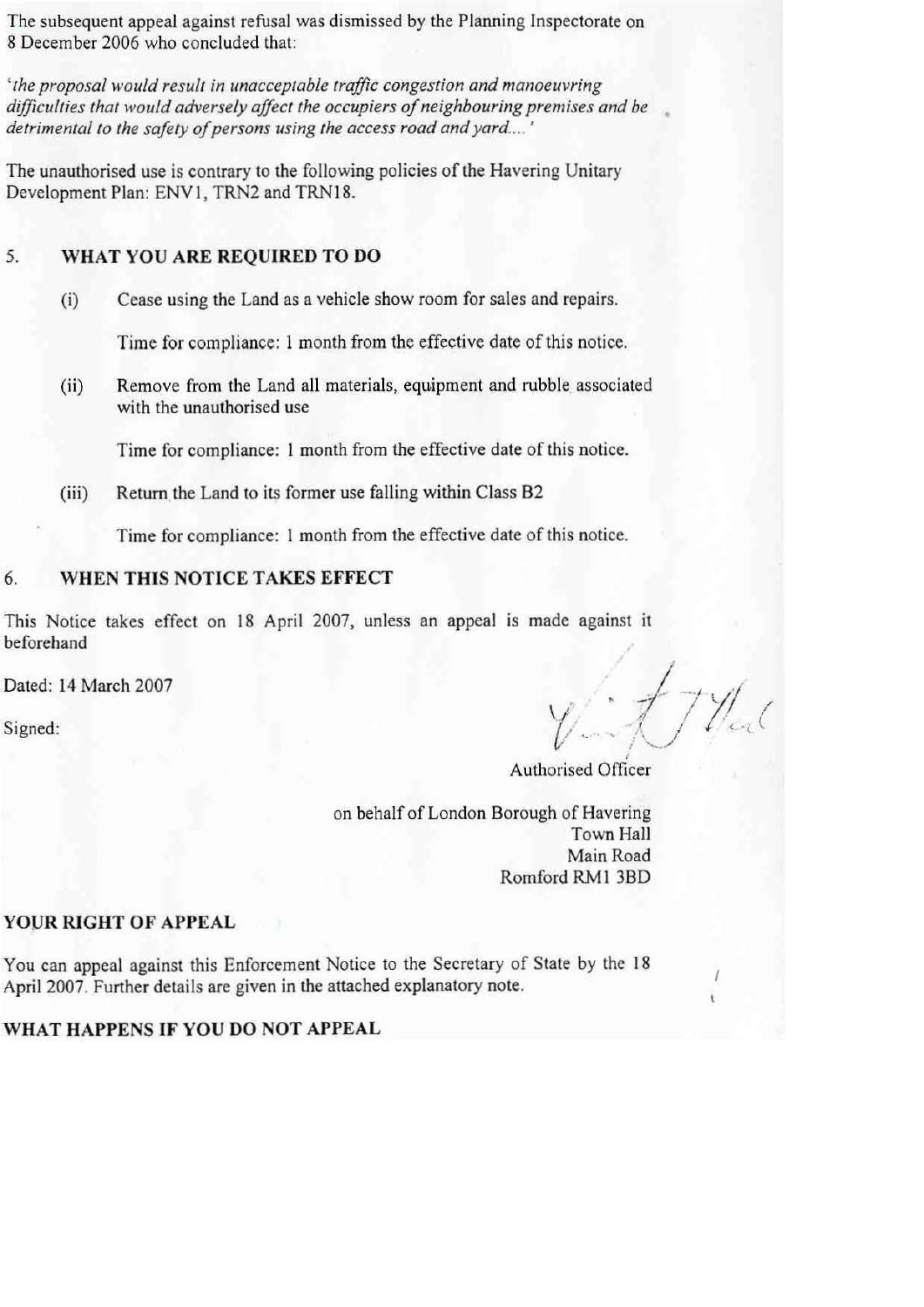The subsequent appeal against refusal was dismissed by the Planning Inspectorate on 8 December 2006 who concluded that:

*'the proposal would result in unacceptable traffic congestion and manoeuvring difficulties that would adversely affect the occupiers of neighbouring premises and be detrimental to the safety of persons using the access road and yard....'*

The unauthorised use is contrary to the following policies of the Havering Unitary Development Plan: ENV1, TRN2 and TRN18.

## 5. WHAT YOU ARE REQUIRED TO DO

(i) Cease using the Land as a vehicle show room for sales and repairs.

Time for compliance: 1 month from the effective date of this notice.

(ii) Remove from the Land all materials, equipment and rubble associated with the unauthorised use

Time for compliance: 1 month from the effective date of this notice.

(iii) Return the Land to its former use falling within Class B2

Time for compliance: 1 month from the effective date of this notice.

## 6. WHEN THIS NOTICE TAKES EFFECT

This Notice takes effect on 18 April 2007, unless an appeal is made against it beforehand

Dated: 14 March 2007

Signed:

Authorised Officer

on behalf of London Borough of Havering
Town Hall
Main Road
Romford RM1 3BD

## YOUR RIGHT OF APPEAL

You can appeal against this Enforcement Notice to the Secretary of State by the 18 April 2007. Further details are given in the attached explanatory note.

## WHAT HAPPENS IF YOU DO NOT APPEAL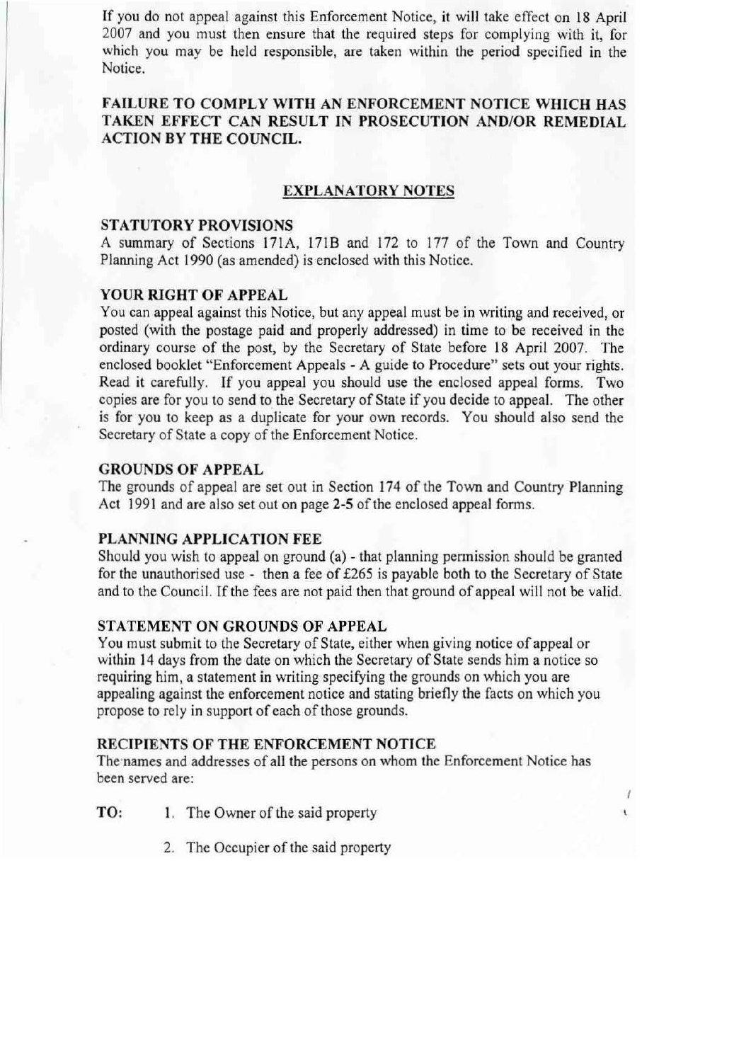If you do not appeal against this Enforcement Notice, it will take effect on 18 April 2007 and you must then ensure that the required steps for complying with it, for which you may be held responsible, are taken within the period specified in the Notice.

**FAILURE TO COMPLY WITH AN ENFORCEMENT NOTICE WHICH HAS TAKEN EFFECT CAN RESULT IN PROSECUTION AND/OR REMEDIAL ACTION BY THE COUNCIL.**

## EXPLANATORY NOTES

### STATUTORY PROVISIONS

A summary of Sections 171A, 171B and 172 to 177 of the Town and Country Planning Act 1990 (as amended) is enclosed with this Notice.

### YOUR RIGHT OF APPEAL

You can appeal against this Notice, but any appeal must be in writing and received, or posted (with the postage paid and properly addressed) in time to be received in the ordinary course of the post, by the Secretary of State before 18 April 2007. The enclosed booklet "Enforcement Appeals - A guide to Procedure" sets out your rights. Read it carefully. If you appeal you should use the enclosed appeal forms. Two copies are for you to send to the Secretary of State if you decide to appeal. The other is for you to keep as a duplicate for your own records. You should also send the Secretary of State a copy of the Enforcement Notice.

### GROUNDS OF APPEAL

The grounds of appeal are set out in Section 174 of the Town and Country Planning Act 1991 and are also set out on page **2-5** of the enclosed appeal forms.

### PLANNING APPLICATION FEE

Should you wish to appeal on ground (a) - that planning permission should be granted for the unauthorised use - then a fee of £265 is payable both to the Secretary of State and to the Council. If the fees are not paid then that ground of appeal will not be valid.

### STATEMENT ON GROUNDS OF APPEAL

You must submit to the Secretary of State, either when giving notice of appeal or within 14 days from the date on which the Secretary of State sends him a notice so requiring him, a statement in writing specifying the grounds on which you are appealing against the enforcement notice and stating briefly the facts on which you propose to rely in support of each of those grounds.

### RECIPIENTS OF THE ENFORCEMENT NOTICE

The names and addresses of all the persons on whom the Enforcement Notice has been served are:

**TO:**

1. The Owner of the said property
2. The Occupier of the said property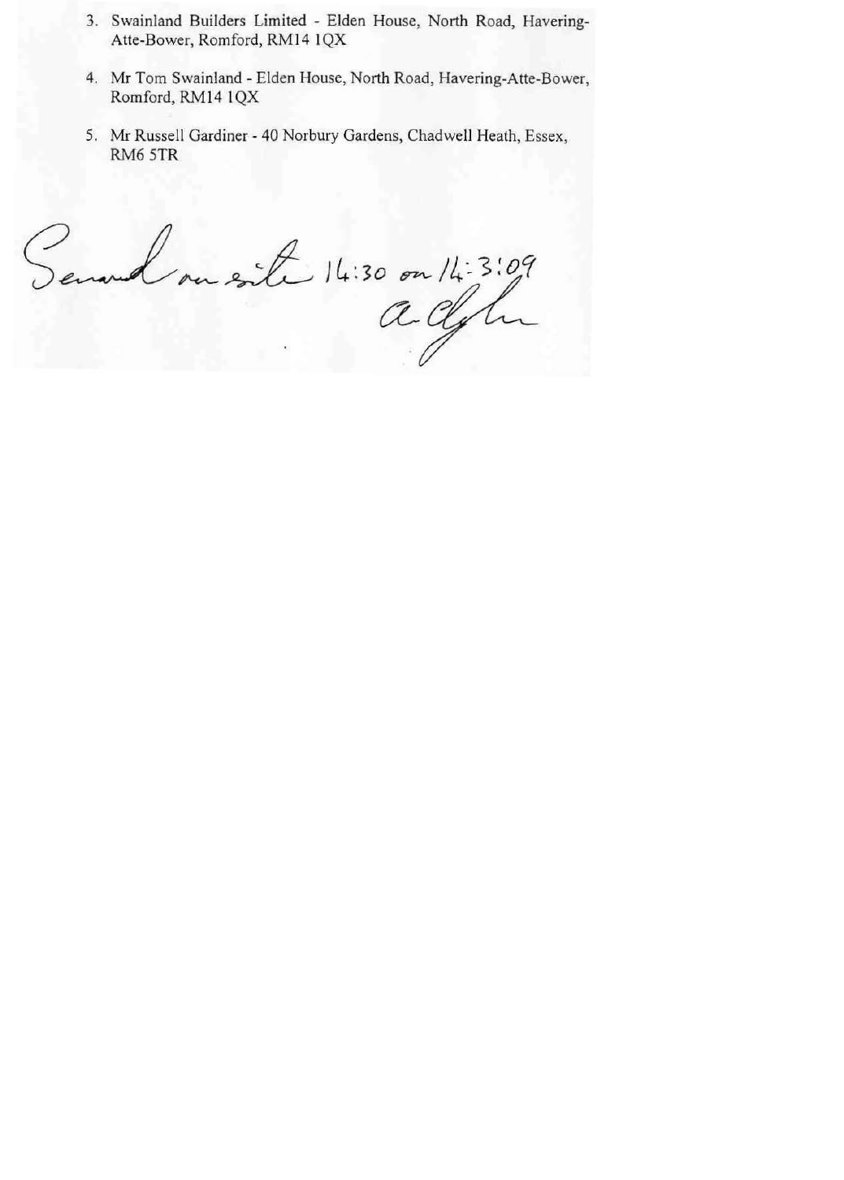3. Swainland Builders Limited - Elden House, North Road, Havering-Atte-Bower, Romford, RM14 1QX

4. Mr Tom Swainland - Elden House, North Road, Havering-Atte-Bower, Romford, RM14 1QX

5. Mr Russell Gardiner - 40 Norbury Gardens, Chadwell Heath, Essex, RM6 5TR

Served on site 14:30 on 14:3:09

A. Clyde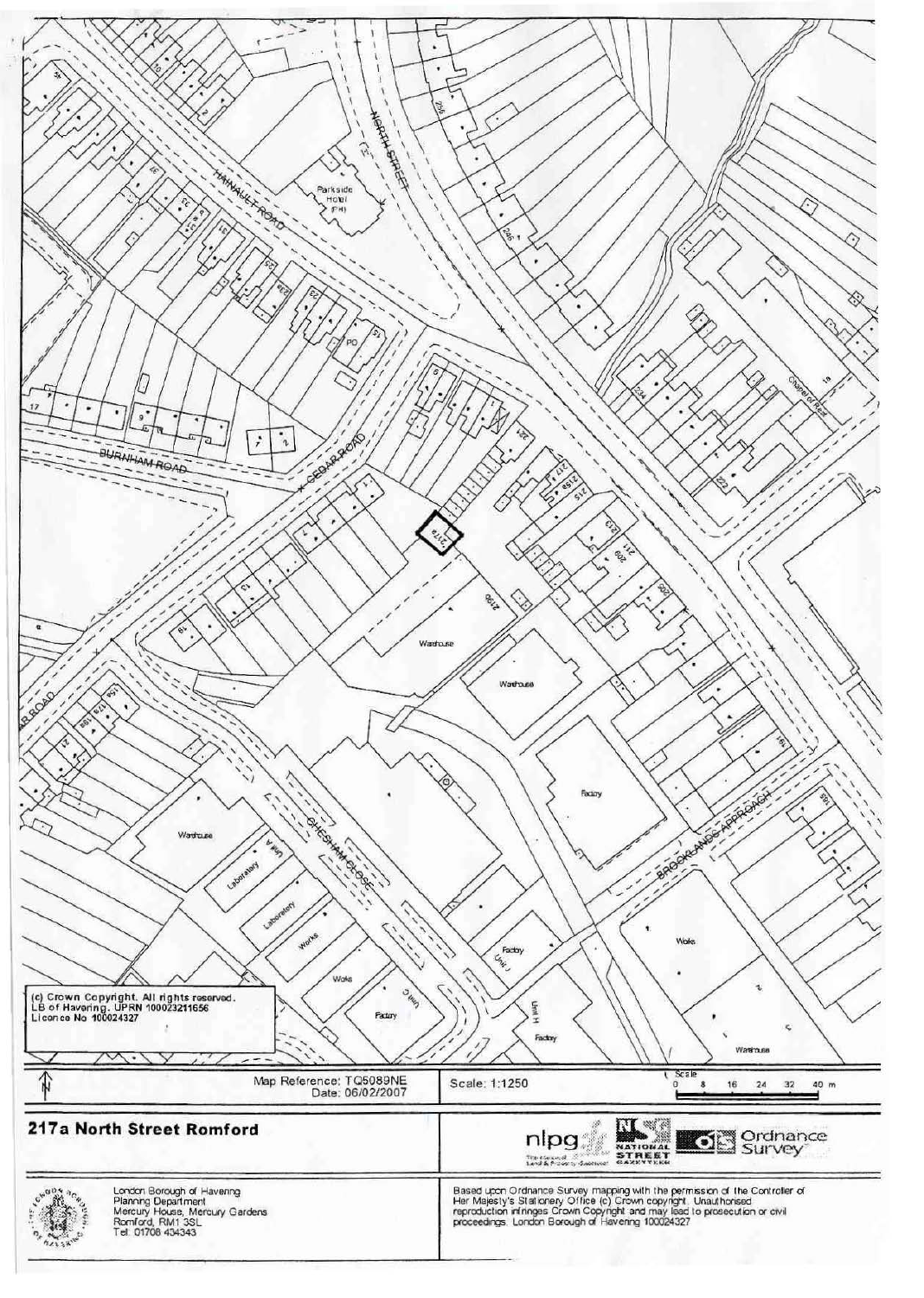(c) Crown Copyright. All rights reserved.
LB of Havering. UPRN 100023211656
Licence No 100024327

Map Reference: TQ5089NE
Date: 06/02/2007

Scale: 1:1250

Scale
0 8 16 24 32 40 m

## 217a North Street Romford

London Borough of Havering
Planning Department
Mercury House, Mercury Gardens
Romford, RM1 3SL
Tel: 01708 434343

Based upon Ordnance Survey mapping with the permission of the Controller of Her Majesty's Stationery Office (c) Crown copyright. Unauthorised reproduction infringes Crown Copyright and may lead to prosecution or civil proceedings. London Borough of Havering 100024327